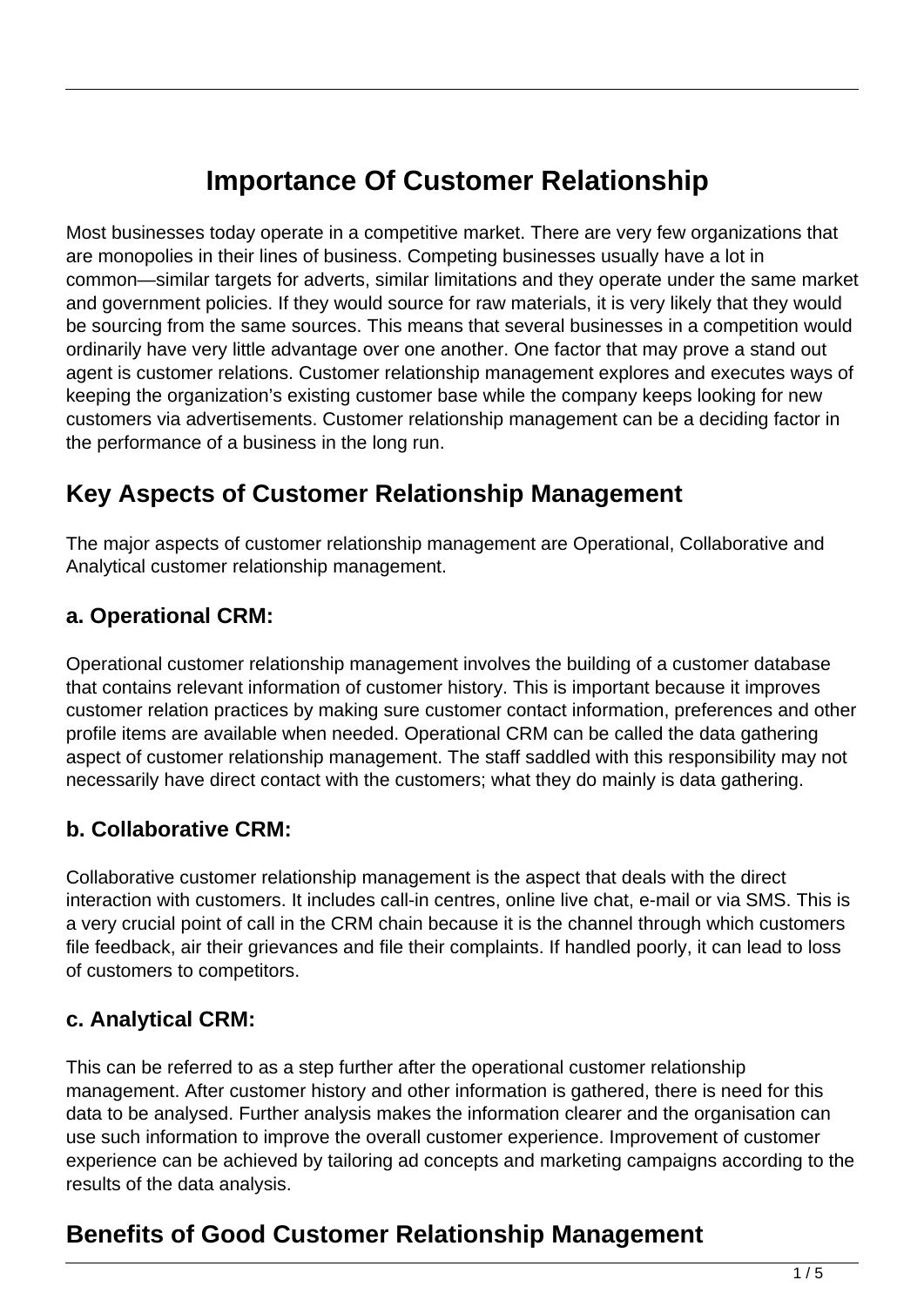# Importance Of Customer Relationship

Most businesses today operate in a competitive market. There are very few organizations that are monopolies in their lines of business. Competing businesses usually have a lot in common—similar targets for adverts, similar limitations and they operate under the same market and government policies. If they would source for raw materials, it is very likely that they would be sourcing from the same sources. This means that several businesses in a competition would ordinarily have very little advantage over one another. One factor that may prove a stand out agent is customer relations. Customer relationship management explores and executes ways of keeping the organization's existing customer base while the company keeps looking for new customers via advertisements. Customer relationship management can be a deciding factor in the performance of a business in the long run.

## Key Aspects of Customer Relationship Management

The major aspects of customer relationship management are Operational, Collaborative and Analytical customer relationship management.

### a. Operational CRM:

Operational customer relationship management involves the building of a customer database that contains relevant information of customer history. This is important because it improves customer relation practices by making sure customer contact information, preferences and other profile items are available when needed. Operational CRM can be called the data gathering aspect of customer relationship management. The staff saddled with this responsibility may not necessarily have direct contact with the customers; what they do mainly is data gathering.

### b. Collaborative CRM:

Collaborative customer relationship management is the aspect that deals with the direct interaction with customers. It includes call-in centres, online live chat, e-mail or via SMS. This is a very crucial point of call in the CRM chain because it is the channel through which customers file feedback, air their grievances and file their complaints. If handled poorly, it can lead to loss of customers to competitors.

### c. Analytical CRM:

This can be referred to as a step further after the operational customer relationship management. After customer history and other information is gathered, there is need for this data to be analysed. Further analysis makes the information clearer and the organisation can use such information to improve the overall customer experience. Improvement of customer experience can be achieved by tailoring ad concepts and marketing campaigns according to the results of the data analysis.

## Benefits of Good Customer Relationship Management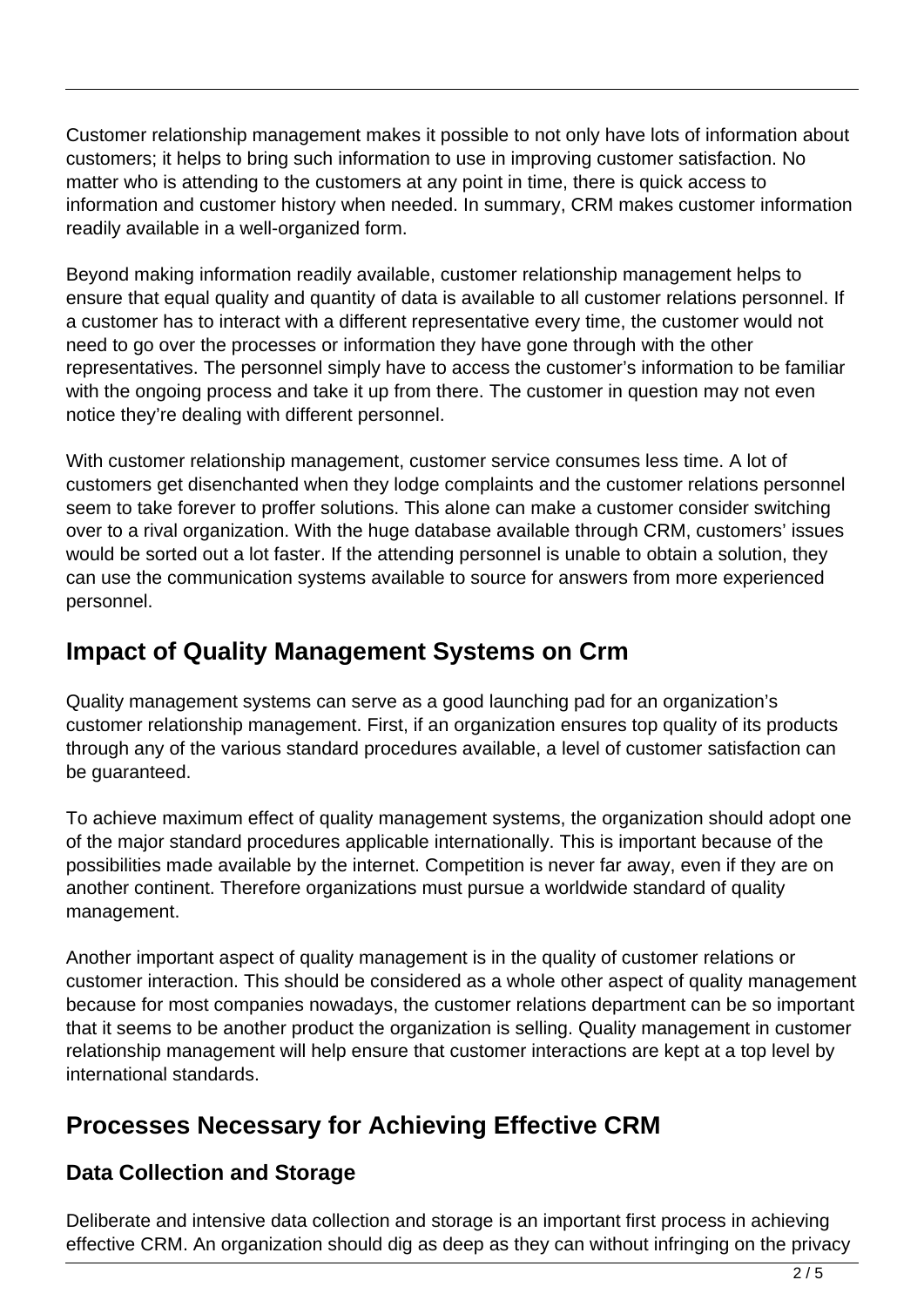Customer relationship management makes it possible to not only have lots of information about customers; it helps to bring such information to use in improving customer satisfaction. No matter who is attending to the customers at any point in time, there is quick access to information and customer history when needed. In summary, CRM makes customer information readily available in a well-organized form.

Beyond making information readily available, customer relationship management helps to ensure that equal quality and quantity of data is available to all customer relations personnel. If a customer has to interact with a different representative every time, the customer would not need to go over the processes or information they have gone through with the other representatives. The personnel simply have to access the customer's information to be familiar with the ongoing process and take it up from there. The customer in question may not even notice they're dealing with different personnel.

With customer relationship management, customer service consumes less time. A lot of customers get disenchanted when they lodge complaints and the customer relations personnel seem to take forever to proffer solutions. This alone can make a customer consider switching over to a rival organization. With the huge database available through CRM, customers' issues would be sorted out a lot faster. If the attending personnel is unable to obtain a solution, they can use the communication systems available to source for answers from more experienced personnel.

## Impact of Quality Management Systems on Crm

Quality management systems can serve as a good launching pad for an organization's customer relationship management. First, if an organization ensures top quality of its products through any of the various standard procedures available, a level of customer satisfaction can be guaranteed.

To achieve maximum effect of quality management systems, the organization should adopt one of the major standard procedures applicable internationally. This is important because of the possibilities made available by the internet. Competition is never far away, even if they are on another continent. Therefore organizations must pursue a worldwide standard of quality management.

Another important aspect of quality management is in the quality of customer relations or customer interaction. This should be considered as a whole other aspect of quality management because for most companies nowadays, the customer relations department can be so important that it seems to be another product the organization is selling. Quality management in customer relationship management will help ensure that customer interactions are kept at a top level by international standards.

## Processes Necessary for Achieving Effective CRM

### Data Collection and Storage

Deliberate and intensive data collection and storage is an important first process in achieving effective CRM. An organization should dig as deep as they can without infringing on the privacy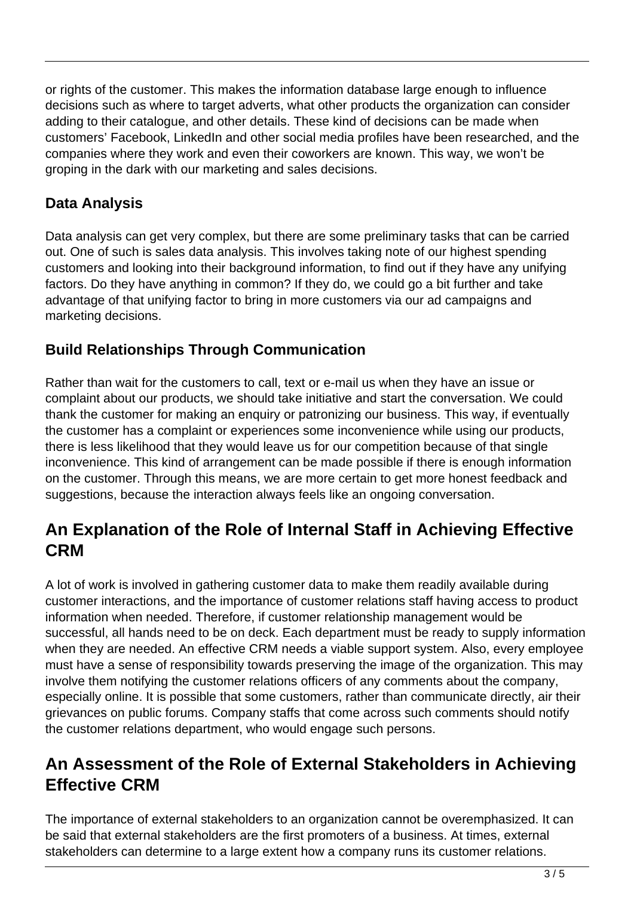or rights of the customer. This makes the information database large enough to influence decisions such as where to target adverts, what other products the organization can consider adding to their catalogue, and other details. These kind of decisions can be made when customers' Facebook, LinkedIn and other social media profiles have been researched, and the companies where they work and even their coworkers are known. This way, we won't be groping in the dark with our marketing and sales decisions.

### Data Analysis

Data analysis can get very complex, but there are some preliminary tasks that can be carried out. One of such is sales data analysis. This involves taking note of our highest spending customers and looking into their background information, to find out if they have any unifying factors. Do they have anything in common? If they do, we could go a bit further and take advantage of that unifying factor to bring in more customers via our ad campaigns and marketing decisions.

### Build Relationships Through Communication

Rather than wait for the customers to call, text or e-mail us when they have an issue or complaint about our products, we should take initiative and start the conversation. We could thank the customer for making an enquiry or patronizing our business. This way, if eventually the customer has a complaint or experiences some inconvenience while using our products, there is less likelihood that they would leave us for our competition because of that single inconvenience. This kind of arrangement can be made possible if there is enough information on the customer. Through this means, we are more certain to get more honest feedback and suggestions, because the interaction always feels like an ongoing conversation.

## An Explanation of the Role of Internal Staff in Achieving Effective CRM

A lot of work is involved in gathering customer data to make them readily available during customer interactions, and the importance of customer relations staff having access to product information when needed. Therefore, if customer relationship management would be successful, all hands need to be on deck. Each department must be ready to supply information when they are needed. An effective CRM needs a viable support system. Also, every employee must have a sense of responsibility towards preserving the image of the organization. This may involve them notifying the customer relations officers of any comments about the company, especially online. It is possible that some customers, rather than communicate directly, air their grievances on public forums. Company staffs that come across such comments should notify the customer relations department, who would engage such persons.

## An Assessment of the Role of External Stakeholders in Achieving Effective CRM

The importance of external stakeholders to an organization cannot be overemphasized. It can be said that external stakeholders are the first promoters of a business. At times, external stakeholders can determine to a large extent how a company runs its customer relations.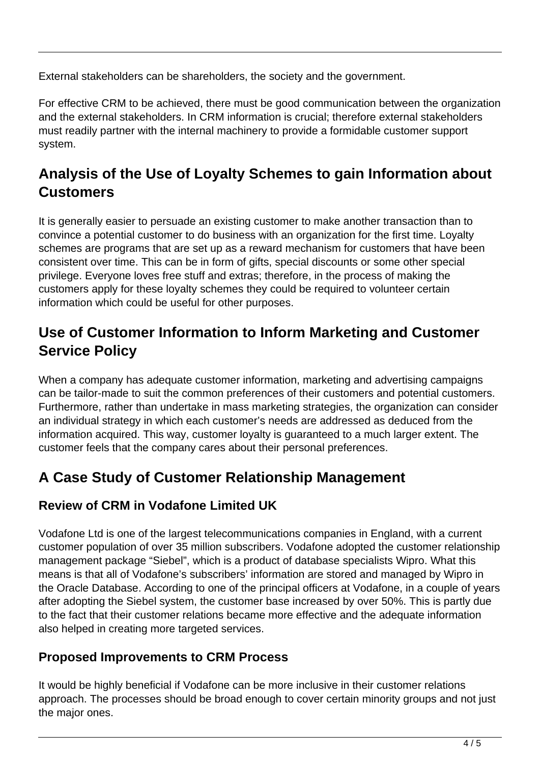External stakeholders can be shareholders, the society and the government.

For effective CRM to be achieved, there must be good communication between the organization and the external stakeholders. In CRM information is crucial; therefore external stakeholders must readily partner with the internal machinery to provide a formidable customer support system.

## Analysis of the Use of Loyalty Schemes to gain Information about Customers

It is generally easier to persuade an existing customer to make another transaction than to convince a potential customer to do business with an organization for the first time. Loyalty schemes are programs that are set up as a reward mechanism for customers that have been consistent over time. This can be in form of gifts, special discounts or some other special privilege. Everyone loves free stuff and extras; therefore, in the process of making the customers apply for these loyalty schemes they could be required to volunteer certain information which could be useful for other purposes.

## Use of Customer Information to Inform Marketing and Customer Service Policy

When a company has adequate customer information, marketing and advertising campaigns can be tailor-made to suit the common preferences of their customers and potential customers. Furthermore, rather than undertake in mass marketing strategies, the organization can consider an individual strategy in which each customer's needs are addressed as deduced from the information acquired. This way, customer loyalty is guaranteed to a much larger extent. The customer feels that the company cares about their personal preferences.

## A Case Study of Customer Relationship Management

### Review of CRM in Vodafone Limited UK

Vodafone Ltd is one of the largest telecommunications companies in England, with a current customer population of over 35 million subscribers. Vodafone adopted the customer relationship management package "Siebel", which is a product of database specialists Wipro. What this means is that all of Vodafone's subscribers' information are stored and managed by Wipro in the Oracle Database. According to one of the principal officers at Vodafone, in a couple of years after adopting the Siebel system, the customer base increased by over 50%. This is partly due to the fact that their customer relations became more effective and the adequate information also helped in creating more targeted services.

### Proposed Improvements to CRM Process

It would be highly beneficial if Vodafone can be more inclusive in their customer relations approach. The processes should be broad enough to cover certain minority groups and not just the major ones.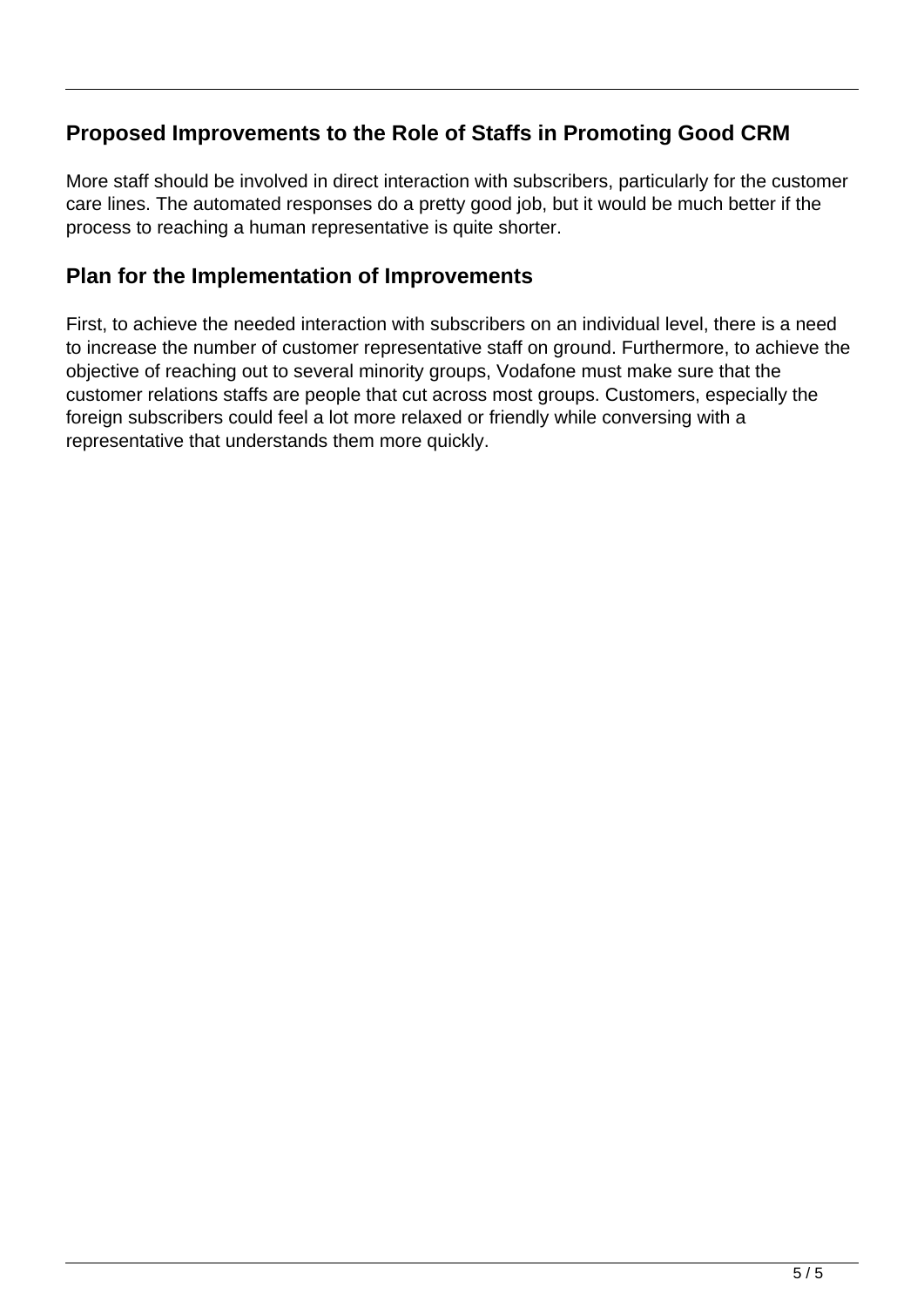## Proposed Improvements to the Role of Staffs in Promoting Good CRM

More staff should be involved in direct interaction with subscribers, particularly for the customer care lines. The automated responses do a pretty good job, but it would be much better if the process to reaching a human representative is quite shorter.

## Plan for the Implementation of Improvements

First, to achieve the needed interaction with subscribers on an individual level, there is a need to increase the number of customer representative staff on ground. Furthermore, to achieve the objective of reaching out to several minority groups, Vodafone must make sure that the customer relations staffs are people that cut across most groups. Customers, especially the foreign subscribers could feel a lot more relaxed or friendly while conversing with a representative that understands them more quickly.